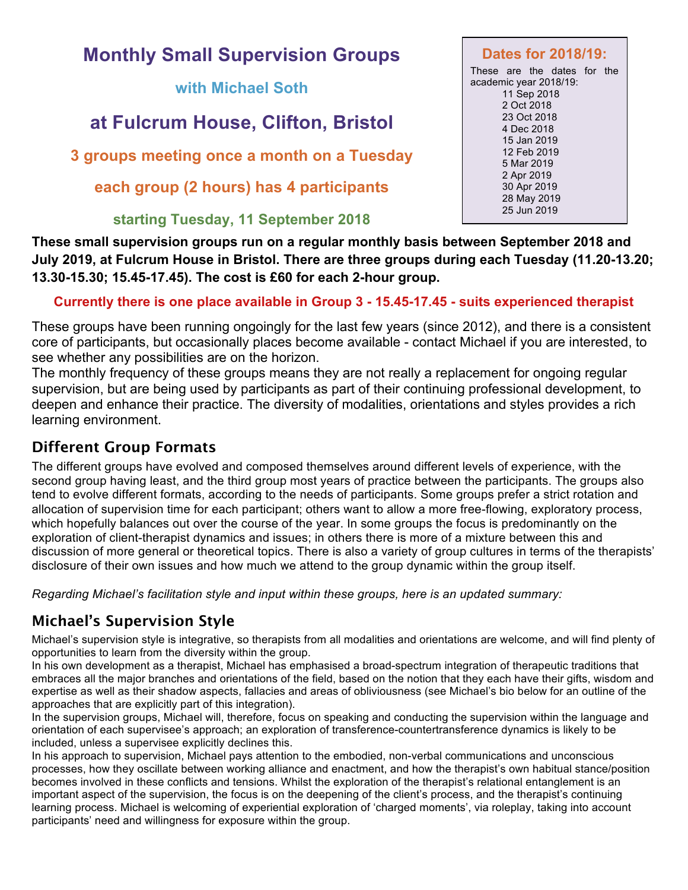# Monthly Small Supervision Groups

### with Michael Soth

## at Fulcrum House, Clifton, Bristol

### 3 groups meeting once a month on a Tuesday

### each group (2 hours) has 4 participants

### starting Tuesday, 11 September 2018

**Dates for 2018/19:**

These are the dates for the academic year 2018/19:

- 11 Sep 2018
- 2 Oct 2018
- 23 Oct 2018
- 4 Dec 2018
- 15 Jan 2019
- 12 Feb 2019
- 5 Mar 2019
- 2 Apr 2019
- 30 Apr 2019
- 28 May 2019
- 25 Jun 2019

**These small supervision groups run on a regular monthly basis between September 2018 and July 2019, at Fulcrum House in Bristol. There are three groups during each Tuesday (11.20-13.20; 13.30-15.30; 15.45-17.45). The cost is £60 for each 2-hour group.**

**Currently there is one place available in Group 3 - 15.45-17.45 - suits experienced therapist**

These groups have been running ongoingly for the last few years (since 2012), and there is a consistent core of participants, but occasionally places become available - contact Michael if you are interested, to see whether any possibilities are on the horizon.

The monthly frequency of these groups means they are not really a replacement for ongoing regular supervision, but are being used by participants as part of their continuing professional development, to deepen and enhance their practice. The diversity of modalities, orientations and styles provides a rich learning environment.

## Different Group Formats

The different groups have evolved and composed themselves around different levels of experience, with the second group having least, and the third group most years of practice between the participants. The groups also tend to evolve different formats, according to the needs of participants. Some groups prefer a strict rotation and allocation of supervision time for each participant; others want to allow a more free-flowing, exploratory process, which hopefully balances out over the course of the year. In some groups the focus is predominantly on the exploration of client-therapist dynamics and issues; in others there is more of a mixture between this and discussion of more general or theoretical topics. There is also a variety of group cultures in terms of the therapists' disclosure of their own issues and how much we attend to the group dynamic within the group itself.

*Regarding Michael's facilitation style and input within these groups, here is an updated summary:*

## Michael's Supervision Style

Michael's supervision style is integrative, so therapists from all modalities and orientations are welcome, and will find plenty of opportunities to learn from the diversity within the group.

In his own development as a therapist, Michael has emphasised a broad-spectrum integration of therapeutic traditions that embraces all the major branches and orientations of the field, based on the notion that they each have their gifts, wisdom and expertise as well as their shadow aspects, fallacies and areas of obliviousness (see Michael's bio below for an outline of the approaches that are explicitly part of this integration).

In the supervision groups, Michael will, therefore, focus on speaking and conducting the supervision within the language and orientation of each supervisee's approach; an exploration of transference-countertransference dynamics is likely to be included, unless a supervisee explicitly declines this.

In his approach to supervision, Michael pays attention to the embodied, non-verbal communications and unconscious processes, how they oscillate between working alliance and enactment, and how the therapist's own habitual stance/position becomes involved in these conflicts and tensions. Whilst the exploration of the therapist's relational entanglement is an important aspect of the supervision, the focus is on the deepening of the client's process, and the therapist's continuing learning process. Michael is welcoming of experiential exploration of 'charged moments', via roleplay, taking into account participants' need and willingness for exposure within the group.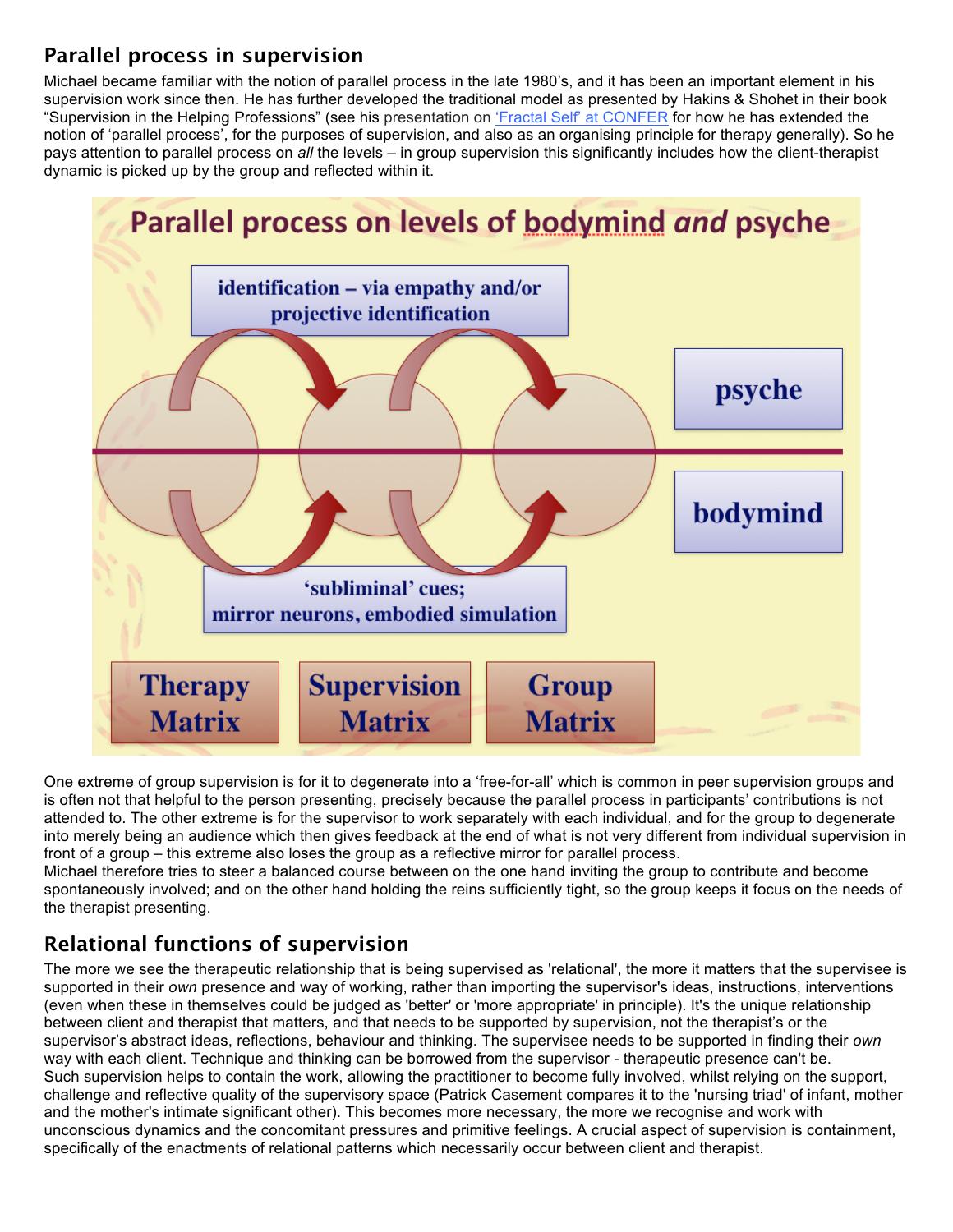## Parallel process in supervision

Michael became familiar with the notion of parallel process in the late 1980's, and it has been an important element in his supervision work since then. He has further developed the traditional model as presented by Hakins & Shohet in their book "Supervision in the Helping Professions" (see his presentation on 'Fractal Self' at CONFER for how he has extended the notion of 'parallel process', for the purposes of supervision, and also as an organising principle for therapy generally). So he pays attention to parallel process on *all* the levels – in group supervision this significantly includes how the client-therapist dynamic is picked up by the group and reflected within it.

**Parallel process on levels of bodymind *and* psyche**

identification – via empathy and/or projective identification

psyche

bodymind

'subliminal' cues; mirror neurons, embodied simulation

Therapy Matrix | Supervision Matrix | Group Matrix

One extreme of group supervision is for it to degenerate into a 'free-for-all' which is common in peer supervision groups and is often not that helpful to the person presenting, precisely because the parallel process in participants' contributions is not attended to. The other extreme is for the supervisor to work separately with each individual, and for the group to degenerate into merely being an audience which then gives feedback at the end of what is not very different from individual supervision in front of a group – this extreme also loses the group as a reflective mirror for parallel process.
Michael therefore tries to steer a balanced course between on the one hand inviting the group to contribute and become spontaneously involved; and on the other hand holding the reins sufficiently tight, so the group keeps it focus on the needs of the therapist presenting.

## Relational functions of supervision

The more we see the therapeutic relationship that is being supervised as 'relational', the more it matters that the supervisee is supported in their *own* presence and way of working, rather than importing the supervisor's ideas, instructions, interventions (even when these in themselves could be judged as 'better' or 'more appropriate' in principle). It's the unique relationship between client and therapist that matters, and that needs to be supported by supervision, not the therapist's or the supervisor's abstract ideas, reflections, behaviour and thinking. The supervisee needs to be supported in finding their *own* way with each client. Technique and thinking can be borrowed from the supervisor - therapeutic presence can't be.
Such supervision helps to contain the work, allowing the practitioner to become fully involved, whilst relying on the support, challenge and reflective quality of the supervisory space (Patrick Casement compares it to the 'nursing triad' of infant, mother and the mother's intimate significant other). This becomes more necessary, the more we recognise and work with unconscious dynamics and the concomitant pressures and primitive feelings. A crucial aspect of supervision is containment, specifically of the enactments of relational patterns which necessarily occur between client and therapist.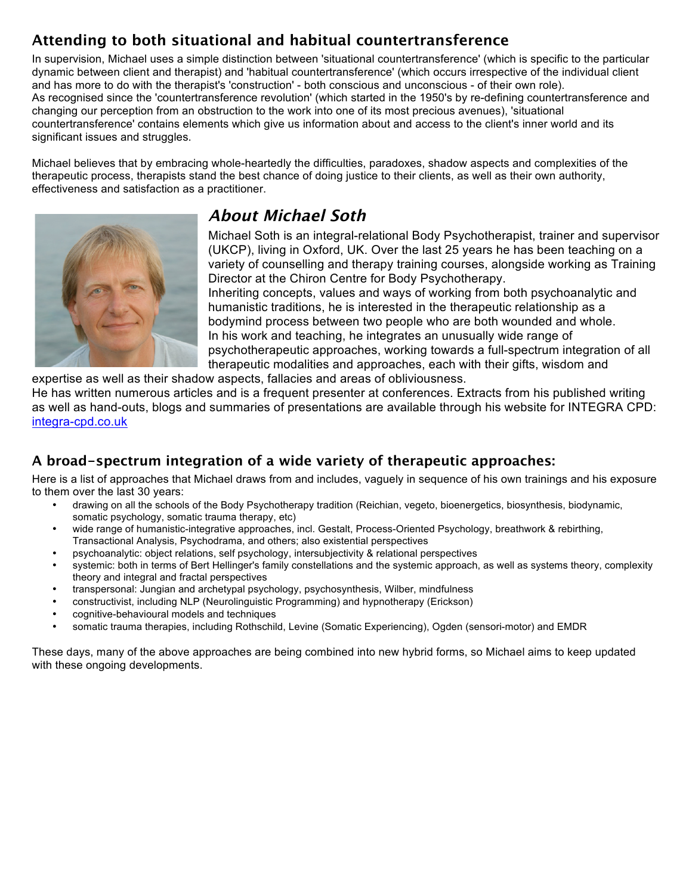## Attending to both situational and habitual countertransference

In supervision, Michael uses a simple distinction between 'situational countertransference' (which is specific to the particular dynamic between client and therapist) and 'habitual countertransference' (which occurs irrespective of the individual client and has more to do with the therapist's 'construction' - both conscious and unconscious - of their own role).
As recognised since the 'countertransference revolution' (which started in the 1950's by re-defining countertransference and changing our perception from an obstruction to the work into one of its most precious avenues), 'situational countertransference' contains elements which give us information about and access to the client's inner world and its significant issues and struggles.

Michael believes that by embracing whole-heartedly the difficulties, paradoxes, shadow aspects and complexities of the therapeutic process, therapists stand the best chance of doing justice to their clients, as well as their own authority, effectiveness and satisfaction as a practitioner.

## *About Michael Soth*

Michael Soth is an integral-relational Body Psychotherapist, trainer and supervisor (UKCP), living in Oxford, UK. Over the last 25 years he has been teaching on a variety of counselling and therapy training courses, alongside working as Training Director at the Chiron Centre for Body Psychotherapy.
Inheriting concepts, values and ways of working from both psychoanalytic and humanistic traditions, he is interested in the therapeutic relationship as a bodymind process between two people who are both wounded and whole.
In his work and teaching, he integrates an unusually wide range of psychotherapeutic approaches, working towards a full-spectrum integration of all therapeutic modalities and approaches, each with their gifts, wisdom and expertise as well as their shadow aspects, fallacies and areas of obliviousness.
He has written numerous articles and is a frequent presenter at conferences. Extracts from his published writing as well as hand-outs, blogs and summaries of presentations are available through his website for INTEGRA CPD: [integra-cpd.co.uk](integra-cpd.co.uk)

## A broad-spectrum integration of a wide variety of therapeutic approaches:

Here is a list of approaches that Michael draws from and includes, vaguely in sequence of his own trainings and his exposure to them over the last 30 years:

- drawing on all the schools of the Body Psychotherapy tradition (Reichian, vegeto, bioenergetics, biosynthesis, biodynamic, somatic psychology, somatic trauma therapy, etc)
- wide range of humanistic-integrative approaches, incl. Gestalt, Process-Oriented Psychology, breathwork & rebirthing, Transactional Analysis, Psychodrama, and others; also existential perspectives
- psychoanalytic: object relations, self psychology, intersubjectivity & relational perspectives
- systemic: both in terms of Bert Hellinger's family constellations and the systemic approach, as well as systems theory, complexity theory and integral and fractal perspectives
- transpersonal: Jungian and archetypal psychology, psychosynthesis, Wilber, mindfulness
- constructivist, including NLP (Neurolinguistic Programming) and hypnotherapy (Erickson)
- cognitive-behavioural models and techniques
- somatic trauma therapies, including Rothschild, Levine (Somatic Experiencing), Ogden (sensori-motor) and EMDR

These days, many of the above approaches are being combined into new hybrid forms, so Michael aims to keep updated with these ongoing developments.